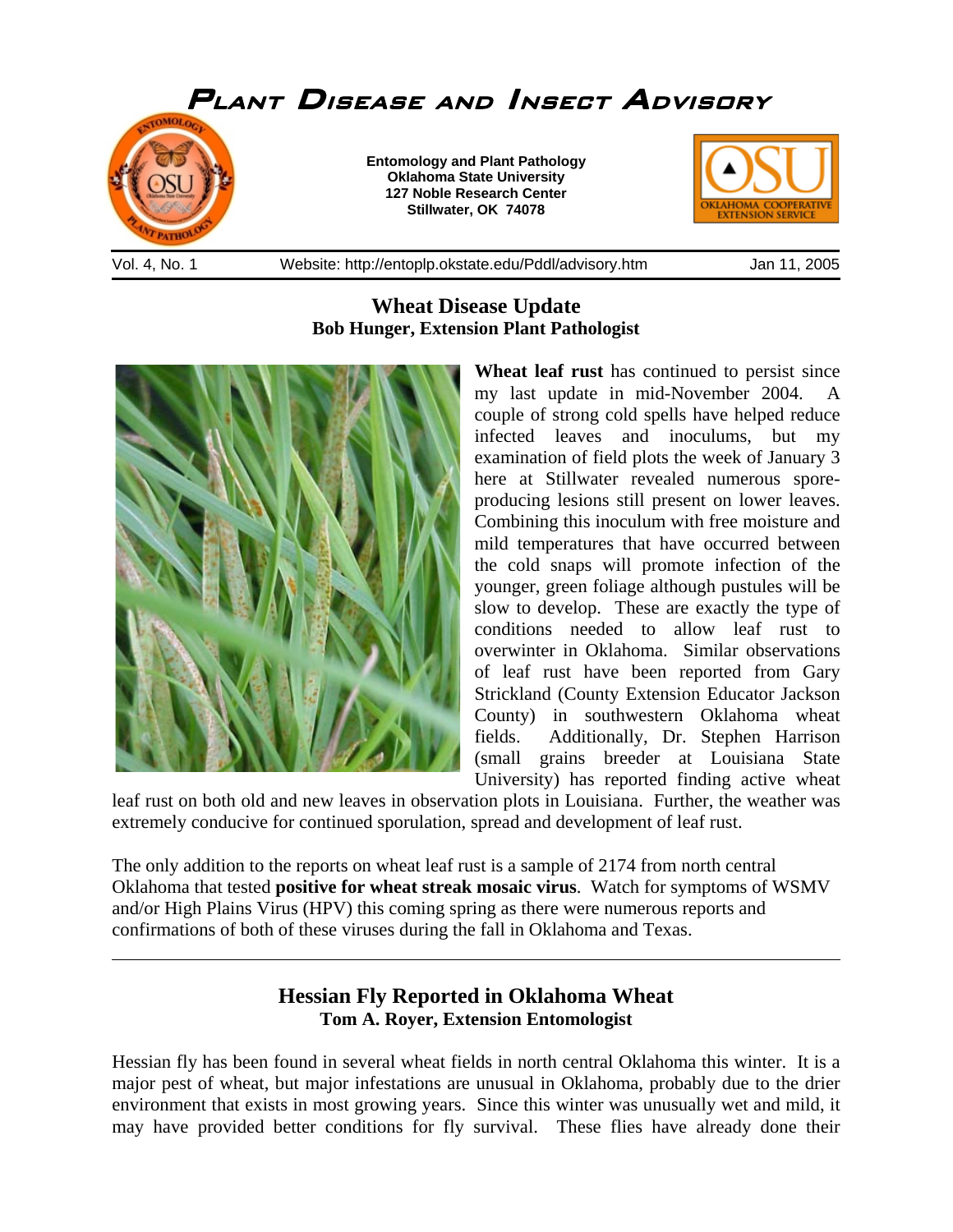# Plant Disease and Insect Advisory

**Entomology and Plant Pathology**
**Oklahoma State University**
**127 Noble Research Center**
**Stillwater, OK 74078**

Vol. 4, No. 1 | Website: http://entoplp.okstate.edu/Pddl/advisory.htm | Jan 11, 2005

## Wheat Disease Update

**Bob Hunger, Extension Plant Pathologist**

**Wheat leaf rust** has continued to persist since my last update in mid-November 2004. A couple of strong cold spells have helped reduce infected leaves and inoculums, but my examination of field plots the week of January 3 here at Stillwater revealed numerous spore-producing lesions still present on lower leaves. Combining this inoculum with free moisture and mild temperatures that have occurred between the cold snaps will promote infection of the younger, green foliage although pustules will be slow to develop. These are exactly the type of conditions needed to allow leaf rust to overwinter in Oklahoma. Similar observations of leaf rust have been reported from Gary Strickland (County Extension Educator Jackson County) in southwestern Oklahoma wheat fields. Additionally, Dr. Stephen Harrison (small grains breeder at Louisiana State University) has reported finding active wheat leaf rust on both old and new leaves in observation plots in Louisiana. Further, the weather was extremely conducive for continued sporulation, spread and development of leaf rust.

The only addition to the reports on wheat leaf rust is a sample of 2174 from north central Oklahoma that tested **positive for wheat streak mosaic virus**. Watch for symptoms of WSMV and/or High Plains Virus (HPV) this coming spring as there were numerous reports and confirmations of both of these viruses during the fall in Oklahoma and Texas.

---

## Hessian Fly Reported in Oklahoma Wheat

**Tom A. Royer, Extension Entomologist**

Hessian fly has been found in several wheat fields in north central Oklahoma this winter. It is a major pest of wheat, but major infestations are unusual in Oklahoma, probably due to the drier environment that exists in most growing years. Since this winter was unusually wet and mild, it may have provided better conditions for fly survival. These flies have already done their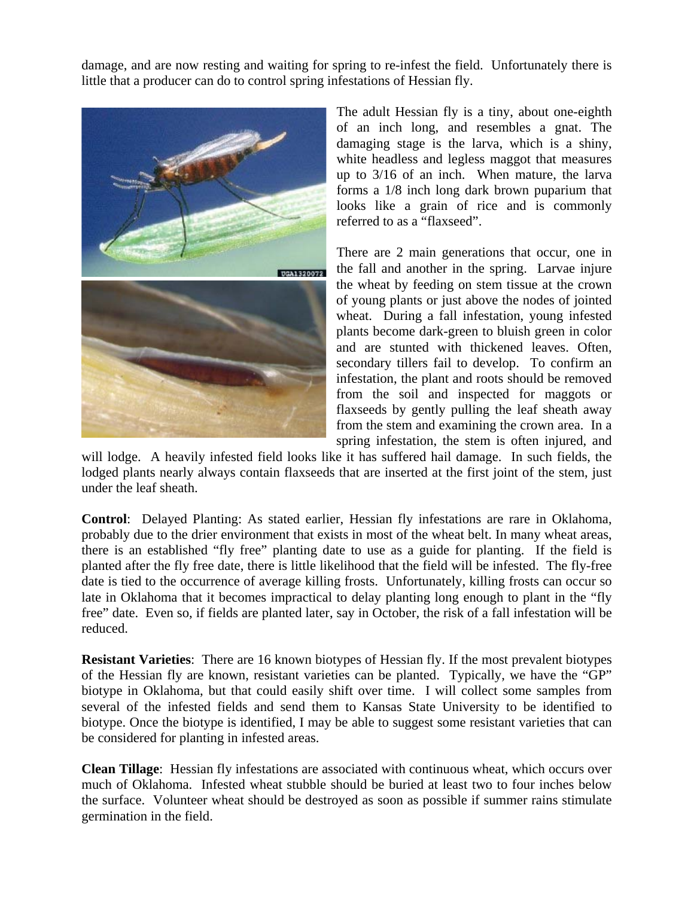damage, and are now resting and waiting for spring to re-infest the field. Unfortunately there is little that a producer can do to control spring infestations of Hessian fly.

The adult Hessian fly is a tiny, about one-eighth of an inch long, and resembles a gnat. The damaging stage is the larva, which is a shiny, white headless and legless maggot that measures up to 3/16 of an inch. When mature, the larva forms a 1/8 inch long dark brown puparium that looks like a grain of rice and is commonly referred to as a "flaxseed".

There are 2 main generations that occur, one in the fall and another in the spring. Larvae injure the wheat by feeding on stem tissue at the crown of young plants or just above the nodes of jointed wheat. During a fall infestation, young infested plants become dark-green to bluish green in color and are stunted with thickened leaves. Often, secondary tillers fail to develop. To confirm an infestation, the plant and roots should be removed from the soil and inspected for maggots or flaxseeds by gently pulling the leaf sheath away from the stem and examining the crown area. In a spring infestation, the stem is often injured, and will lodge. A heavily infested field looks like it has suffered hail damage. In such fields, the lodged plants nearly always contain flaxseeds that are inserted at the first joint of the stem, just under the leaf sheath.

**Control**: Delayed Planting: As stated earlier, Hessian fly infestations are rare in Oklahoma, probably due to the drier environment that exists in most of the wheat belt. In many wheat areas, there is an established "fly free" planting date to use as a guide for planting. If the field is planted after the fly free date, there is little likelihood that the field will be infested. The fly-free date is tied to the occurrence of average killing frosts. Unfortunately, killing frosts can occur so late in Oklahoma that it becomes impractical to delay planting long enough to plant in the "fly free" date. Even so, if fields are planted later, say in October, the risk of a fall infestation will be reduced.

**Resistant Varieties**: There are 16 known biotypes of Hessian fly. If the most prevalent biotypes of the Hessian fly are known, resistant varieties can be planted. Typically, we have the "GP" biotype in Oklahoma, but that could easily shift over time. I will collect some samples from several of the infested fields and send them to Kansas State University to be identified to biotype. Once the biotype is identified, I may be able to suggest some resistant varieties that can be considered for planting in infested areas.

**Clean Tillage**: Hessian fly infestations are associated with continuous wheat, which occurs over much of Oklahoma. Infested wheat stubble should be buried at least two to four inches below the surface. Volunteer wheat should be destroyed as soon as possible if summer rains stimulate germination in the field.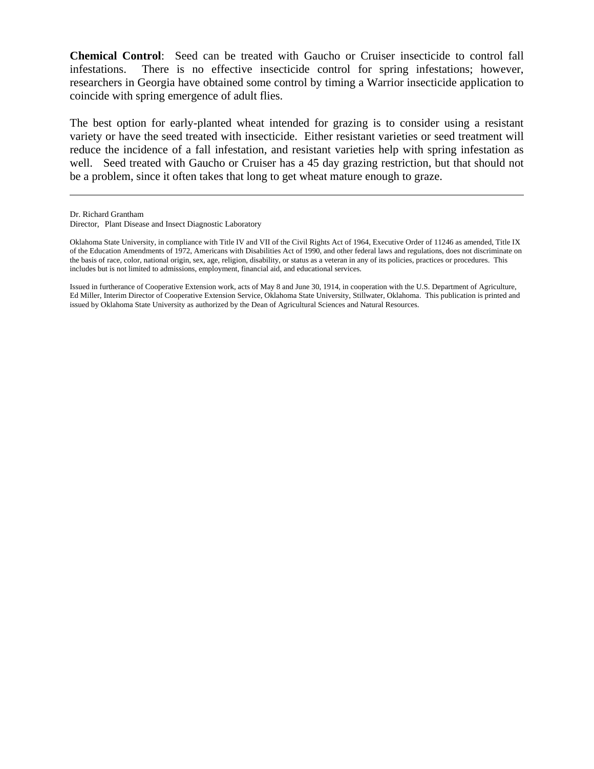**Chemical Control**: Seed can be treated with Gaucho or Cruiser insecticide to control fall infestations. There is no effective insecticide control for spring infestations; however, researchers in Georgia have obtained some control by timing a Warrior insecticide application to coincide with spring emergence of adult flies.

The best option for early-planted wheat intended for grazing is to consider using a resistant variety or have the seed treated with insecticide. Either resistant varieties or seed treatment will reduce the incidence of a fall infestation, and resistant varieties help with spring infestation as well. Seed treated with Gaucho or Cruiser has a 45 day grazing restriction, but that should not be a problem, since it often takes that long to get wheat mature enough to graze.

---

Dr. Richard Grantham
Director, Plant Disease and Insect Diagnostic Laboratory

Oklahoma State University, in compliance with Title IV and VII of the Civil Rights Act of 1964, Executive Order of 11246 as amended, Title IX of the Education Amendments of 1972, Americans with Disabilities Act of 1990, and other federal laws and regulations, does not discriminate on the basis of race, color, national origin, sex, age, religion, disability, or status as a veteran in any of its policies, practices or procedures. This includes but is not limited to admissions, employment, financial aid, and educational services.

Issued in furtherance of Cooperative Extension work, acts of May 8 and June 30, 1914, in cooperation with the U.S. Department of Agriculture, Ed Miller, Interim Director of Cooperative Extension Service, Oklahoma State University, Stillwater, Oklahoma. This publication is printed and issued by Oklahoma State University as authorized by the Dean of Agricultural Sciences and Natural Resources.